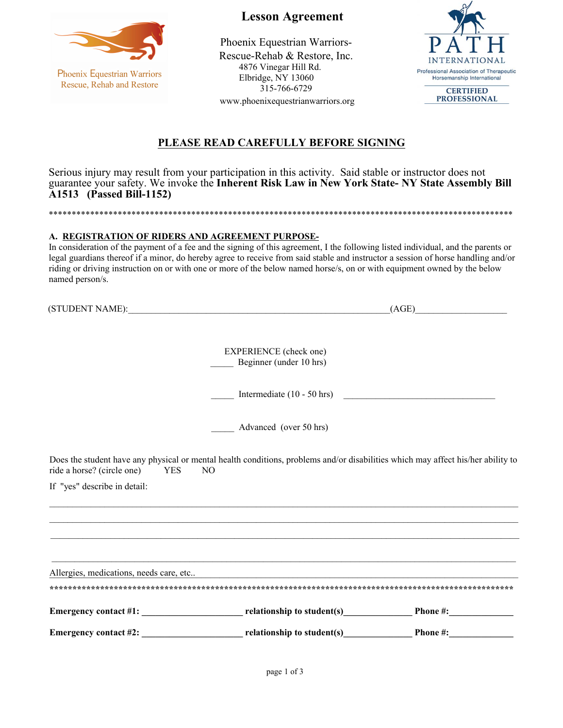Phoenix Equestrian Warriors
Rescue, Rehab and Restore

# Lesson Agreement

Phoenix Equestrian Warriors-
Rescue-Rehab & Restore, Inc.
4876 Vinegar Hill Rd.
Elbridge, NY 13060
315-766-6729
www.phoenixequestrianwarriors.org

PATH INTERNATIONAL
Professional Association of Therapeutic Horsemanship International
CERTIFIED PROFESSIONAL

## PLEASE READ CAREFULLY BEFORE SIGNING

Serious injury may result from your participation in this activity. Said stable or instructor does not guarantee your safety. We invoke the **Inherent Risk Law in New York State- NY State Assembly Bill A1513 (Passed Bill-1152)**

*******************************************************************************************************

### A. REGISTRATION OF RIDERS AND AGREEMENT PURPOSE-

In consideration of the payment of a fee and the signing of this agreement, I the following listed individual, and the parents or legal guardians thereof if a minor, do hereby agree to receive from said stable and instructor a session of horse handling and/or riding or driving instruction on or with one or more of the below named horse/s, on or with equipment owned by the below named person/s.

(STUDENT NAME):_______________________________________________________(AGE)____________________

EXPERIENCE (check one)

_____ Beginner (under 10 hrs)

_____ Intermediate (10 - 50 hrs) _________________________________

_____ Advanced (over 50 hrs)

Does the student have any physical or mental health conditions, problems and/or disabilities which may affect his/her ability to ride a horse? (circle one) YES NO

If "yes" describe in detail:

________________________________________________________________________________________________

________________________________________________________________________________________________

________________________________________________________________________________________________

________________________________________________________________________________________________

Allergies, medications, needs care, etc.. ____________________________________________________________

*******************************************************************************************************

**Emergency contact #1: _____________________ relationship to student(s)______________ Phone #:______________**

**Emergency contact #2: _____________________ relationship to student(s)______________ Phone #:______________**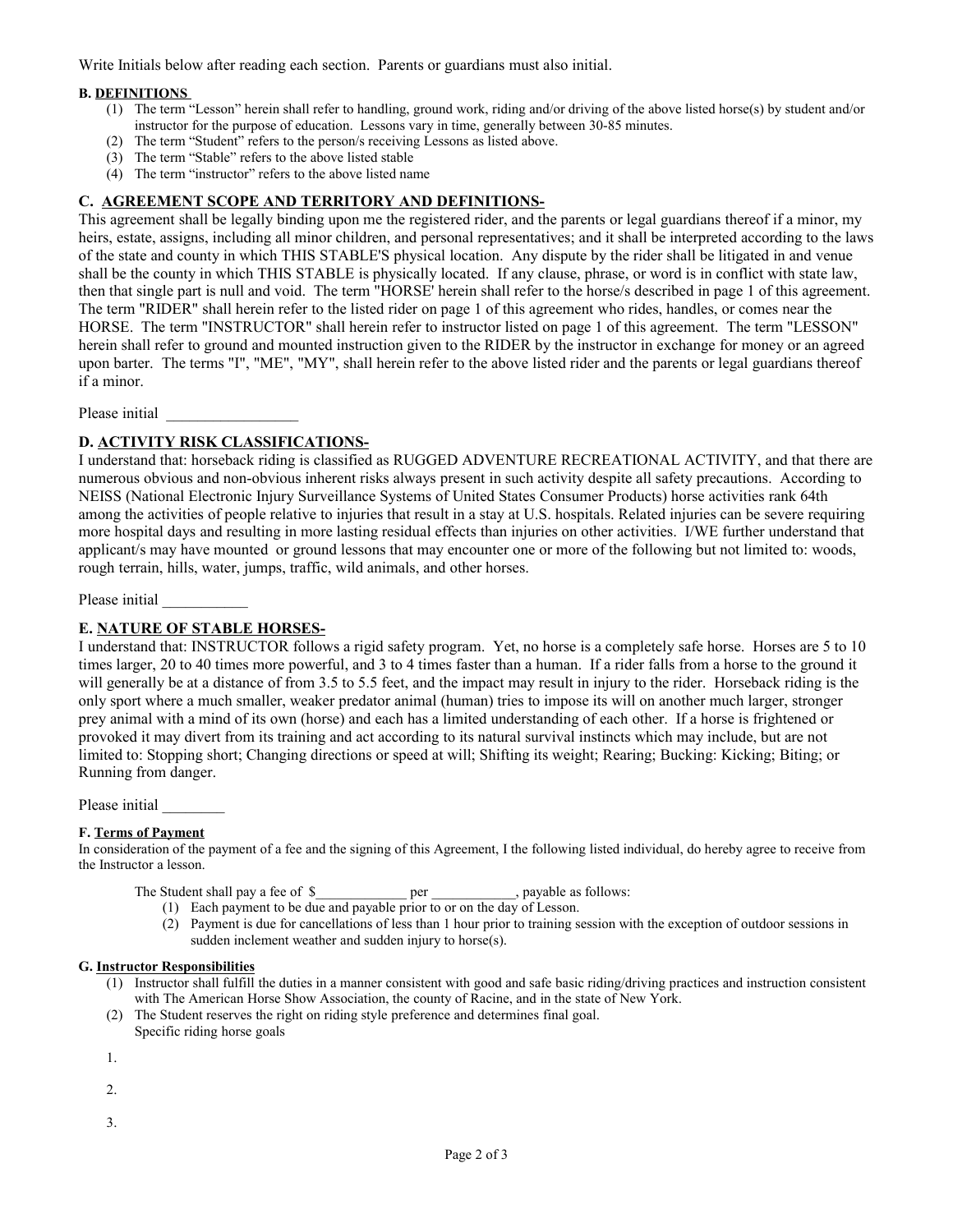Write Initials below after reading each section. Parents or guardians must also initial.

**B. DEFINITIONS**

(1) The term "Lesson" herein shall refer to handling, ground work, riding and/or driving of the above listed horse(s) by student and/or instructor for the purpose of education. Lessons vary in time, generally between 30-85 minutes.
(2) The term "Student" refers to the person/s receiving Lessons as listed above.
(3) The term "Stable" refers to the above listed stable
(4) The term "instructor" refers to the above listed name

**C. AGREEMENT SCOPE AND TERRITORY AND DEFINITIONS-**

This agreement shall be legally binding upon me the registered rider, and the parents or legal guardians thereof if a minor, my heirs, estate, assigns, including all minor children, and personal representatives; and it shall be interpreted according to the laws of the state and county in which THIS STABLE'S physical location. Any dispute by the rider shall be litigated in and venue shall be the county in which THIS STABLE is physically located. If any clause, phrase, or word is in conflict with state law, then that single part is null and void. The term "HORSE' herein shall refer to the horse/s described in page 1 of this agreement. The term "RIDER" shall herein refer to the listed rider on page 1 of this agreement who rides, handles, or comes near the HORSE. The term "INSTRUCTOR" shall herein refer to instructor listed on page 1 of this agreement. The term "LESSON" herein shall refer to ground and mounted instruction given to the RIDER by the instructor in exchange for money or an agreed upon barter. The terms "I", "ME", "MY", shall herein refer to the above listed rider and the parents or legal guardians thereof if a minor.

Please initial _________________

**D. ACTIVITY RISK CLASSIFICATIONS-**

I understand that: horseback riding is classified as RUGGED ADVENTURE RECREATIONAL ACTIVITY, and that there are numerous obvious and non-obvious inherent risks always present in such activity despite all safety precautions. According to NEISS (National Electronic Injury Surveillance Systems of United States Consumer Products) horse activities rank 64th among the activities of people relative to injuries that result in a stay at U.S. hospitals. Related injuries can be severe requiring more hospital days and resulting in more lasting residual effects than injuries on other activities. I/WE further understand that applicant/s may have mounted or ground lessons that may encounter one or more of the following but not limited to: woods, rough terrain, hills, water, jumps, traffic, wild animals, and other horses.

Please initial ___________

**E. NATURE OF STABLE HORSES-**

I understand that: INSTRUCTOR follows a rigid safety program. Yet, no horse is a completely safe horse. Horses are 5 to 10 times larger, 20 to 40 times more powerful, and 3 to 4 times faster than a human. If a rider falls from a horse to the ground it will generally be at a distance of from 3.5 to 5.5 feet, and the impact may result in injury to the rider. Horseback riding is the only sport where a much smaller, weaker predator animal (human) tries to impose its will on another much larger, stronger prey animal with a mind of its own (horse) and each has a limited understanding of each other. If a horse is frightened or provoked it may divert from its training and act according to its natural survival instincts which may include, but are not limited to: Stopping short; Changing directions or speed at will; Shifting its weight; Rearing; Bucking: Kicking; Biting; or Running from danger.

Please initial ________

**F. Terms of Payment**

In consideration of the payment of a fee and the signing of this Agreement, I the following listed individual, do hereby agree to receive from the Instructor a lesson.

The Student shall pay a fee of $_____________ per ____________, payable as follows:

(1) Each payment to be due and payable prior to or on the day of Lesson.
(2) Payment is due for cancellations of less than 1 hour prior to training session with the exception of outdoor sessions in sudden inclement weather and sudden injury to horse(s).

**G. Instructor Responsibilities**

(1) Instructor shall fulfill the duties in a manner consistent with good and safe basic riding/driving practices and instruction consistent with The American Horse Show Association, the county of Racine, and in the state of New York.
(2) The Student reserves the right on riding style preference and determines final goal.
Specific riding horse goals

1.

2.

3.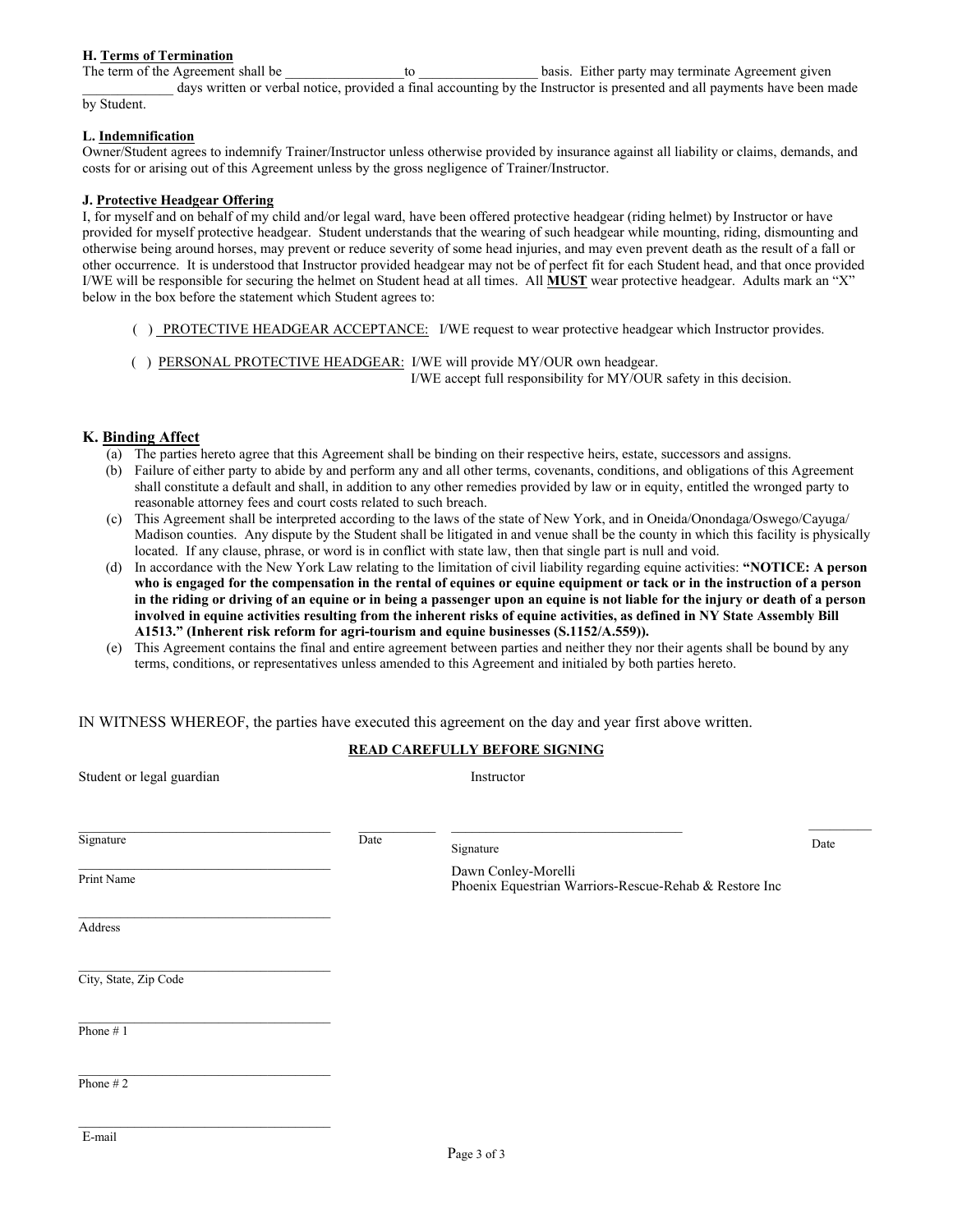**H. Terms of Termination**

The term of the Agreement shall be ________________to ________________ basis. Either party may terminate Agreement given _____________ days written or verbal notice, provided a final accounting by the Instructor is presented and all payments have been made by Student.

**L. Indemnification**

Owner/Student agrees to indemnify Trainer/Instructor unless otherwise provided by insurance against all liability or claims, demands, and costs for or arising out of this Agreement unless by the gross negligence of Trainer/Instructor.

**J. Protective Headgear Offering**

I, for myself and on behalf of my child and/or legal ward, have been offered protective headgear (riding helmet) by Instructor or have provided for myself protective headgear. Student understands that the wearing of such headgear while mounting, riding, dismounting and otherwise being around horses, may prevent or reduce severity of some head injuries, and may even prevent death as the result of a fall or other occurrence. It is understood that Instructor provided headgear may not be of perfect fit for each Student head, and that once provided I/WE will be responsible for securing the helmet on Student head at all times. All **MUST** wear protective headgear. Adults mark an "X" below in the box before the statement which Student agrees to:

( ) PROTECTIVE HEADGEAR ACCEPTANCE: I/WE request to wear protective headgear which Instructor provides.

( ) PERSONAL PROTECTIVE HEADGEAR: I/WE will provide MY/OUR own headgear.
I/WE accept full responsibility for MY/OUR safety in this decision.

**K. Binding Affect**

(a) The parties hereto agree that this Agreement shall be binding on their respective heirs, estate, successors and assigns.
(b) Failure of either party to abide by and perform any and all other terms, covenants, conditions, and obligations of this Agreement shall constitute a default and shall, in addition to any other remedies provided by law or in equity, entitled the wronged party to reasonable attorney fees and court costs related to such breach.
(c) This Agreement shall be interpreted according to the laws of the state of New York, and in Oneida/Onondaga/Oswego/Cayuga/ Madison counties. Any dispute by the Student shall be litigated in and venue shall be the county in which this facility is physically located. If any clause, phrase, or word is in conflict with state law, then that single part is null and void.
(d) In accordance with the New York Law relating to the limitation of civil liability regarding equine activities: **"NOTICE: A person who is engaged for the compensation in the rental of equines or equine equipment or tack or in the instruction of a person in the riding or driving of an equine or in being a passenger upon an equine is not liable for the injury or death of a person involved in equine activities resulting from the inherent risks of equine activities, as defined in NY State Assembly Bill A1513." (Inherent risk reform for agri-tourism and equine businesses (S.1152/A.559)).**
(e) This Agreement contains the final and entire agreement between parties and neither they nor their agents shall be bound by any terms, conditions, or representatives unless amended to this Agreement and initialed by both parties hereto.

IN WITNESS WHEREOF, the parties have executed this agreement on the day and year first above written.

**READ CAREFULLY BEFORE SIGNING**

Student or legal guardian

_________________________________ ___________
Signature Date

_________________________________
Print Name

_________________________________
Address

_________________________________
City, State, Zip Code

_________________________________
Phone # 1

_________________________________
Phone # 2

_________________________________
E-mail

Instructor

_________________________________ ___________
Signature Date

Dawn Conley-Morelli
Phoenix Equestrian Warriors-Rescue-Rehab & Restore Inc